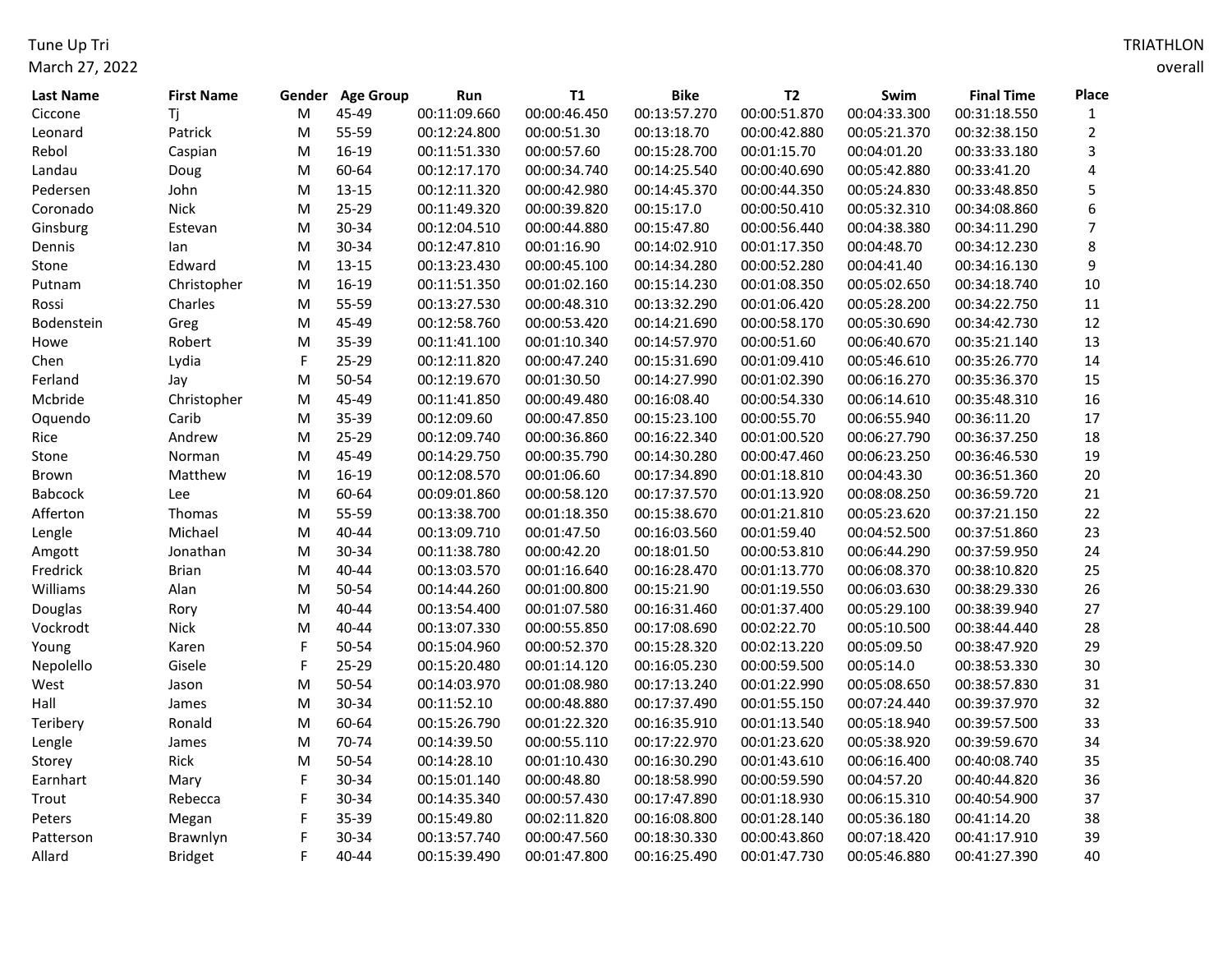Tune Up Tri
March 27, 2022

TRIATHLON
overall

| Last Name | First Name | Gender | Age Group | Run | T1 | Bike | T2 | Swim | Final Time | Place |
|---|---|---|---|---|---|---|---|---|---|---|
| Ciccone | Tj | M | 45-49 | 00:11:09.660 | 00:00:46.450 | 00:13:57.270 | 00:00:51.870 | 00:04:33.300 | 00:31:18.550 | 1 |
| Leonard | Patrick | M | 55-59 | 00:12:24.800 | 00:00:51.30 | 00:13:18.70 | 00:00:42.880 | 00:05:21.370 | 00:32:38.150 | 2 |
| Rebol | Caspian | M | 16-19 | 00:11:51.330 | 00:00:57.60 | 00:15:28.700 | 00:01:15.70 | 00:04:01.20 | 00:33:33.180 | 3 |
| Landau | Doug | M | 60-64 | 00:12:17.170 | 00:00:34.740 | 00:14:25.540 | 00:00:40.690 | 00:05:42.880 | 00:33:41.20 | 4 |
| Pedersen | John | M | 13-15 | 00:12:11.320 | 00:00:42.980 | 00:14:45.370 | 00:00:44.350 | 00:05:24.830 | 00:33:48.850 | 5 |
| Coronado | Nick | M | 25-29 | 00:11:49.320 | 00:00:39.820 | 00:15:17.0 | 00:00:50.410 | 00:05:32.310 | 00:34:08.860 | 6 |
| Ginsburg | Estevan | M | 30-34 | 00:12:04.510 | 00:00:44.880 | 00:15:47.80 | 00:00:56.440 | 00:04:38.380 | 00:34:11.290 | 7 |
| Dennis | Ian | M | 30-34 | 00:12:47.810 | 00:01:16.90 | 00:14:02.910 | 00:01:17.350 | 00:04:48.70 | 00:34:12.230 | 8 |
| Stone | Edward | M | 13-15 | 00:13:23.430 | 00:00:45.100 | 00:14:34.280 | 00:00:52.280 | 00:04:41.40 | 00:34:16.130 | 9 |
| Putnam | Christopher | M | 16-19 | 00:11:51.350 | 00:01:02.160 | 00:15:14.230 | 00:01:08.350 | 00:05:02.650 | 00:34:18.740 | 10 |
| Rossi | Charles | M | 55-59 | 00:13:27.530 | 00:00:48.310 | 00:13:32.290 | 00:01:06.420 | 00:05:28.200 | 00:34:22.750 | 11 |
| Bodenstein | Greg | M | 45-49 | 00:12:58.760 | 00:00:53.420 | 00:14:21.690 | 00:00:58.170 | 00:05:30.690 | 00:34:42.730 | 12 |
| Howe | Robert | M | 35-39 | 00:11:41.100 | 00:01:10.340 | 00:14:57.970 | 00:00:51.60 | 00:06:40.670 | 00:35:21.140 | 13 |
| Chen | Lydia | F | 25-29 | 00:12:11.820 | 00:00:47.240 | 00:15:31.690 | 00:01:09.410 | 00:05:46.610 | 00:35:26.770 | 14 |
| Ferland | Jay | M | 50-54 | 00:12:19.670 | 00:01:30.50 | 00:14:27.990 | 00:01:02.390 | 00:06:16.270 | 00:35:36.370 | 15 |
| Mcbride | Christopher | M | 45-49 | 00:11:41.850 | 00:00:49.480 | 00:16:08.40 | 00:00:54.330 | 00:06:14.610 | 00:35:48.310 | 16 |
| Oquendo | Carib | M | 35-39 | 00:12:09.60 | 00:00:47.850 | 00:15:23.100 | 00:00:55.70 | 00:06:55.940 | 00:36:11.20 | 17 |
| Rice | Andrew | M | 25-29 | 00:12:09.740 | 00:00:36.860 | 00:16:22.340 | 00:01:00.520 | 00:06:27.790 | 00:36:37.250 | 18 |
| Stone | Norman | M | 45-49 | 00:14:29.750 | 00:00:35.790 | 00:14:30.280 | 00:00:47.460 | 00:06:23.250 | 00:36:46.530 | 19 |
| Brown | Matthew | M | 16-19 | 00:12:08.570 | 00:01:06.60 | 00:17:34.890 | 00:01:18.810 | 00:04:43.30 | 00:36:51.360 | 20 |
| Babcock | Lee | M | 60-64 | 00:09:01.860 | 00:00:58.120 | 00:17:37.570 | 00:01:13.920 | 00:08:08.250 | 00:36:59.720 | 21 |
| Afferton | Thomas | M | 55-59 | 00:13:38.700 | 00:01:18.350 | 00:15:38.670 | 00:01:21.810 | 00:05:23.620 | 00:37:21.150 | 22 |
| Lengle | Michael | M | 40-44 | 00:13:09.710 | 00:01:47.50 | 00:16:03.560 | 00:01:59.40 | 00:04:52.500 | 00:37:51.860 | 23 |
| Amgott | Jonathan | M | 30-34 | 00:11:38.780 | 00:00:42.20 | 00:18:01.50 | 00:00:53.810 | 00:06:44.290 | 00:37:59.950 | 24 |
| Fredrick | Brian | M | 40-44 | 00:13:03.570 | 00:01:16.640 | 00:16:28.470 | 00:01:13.770 | 00:06:08.370 | 00:38:10.820 | 25 |
| Williams | Alan | M | 50-54 | 00:14:44.260 | 00:01:00.800 | 00:15:21.90 | 00:01:19.550 | 00:06:03.630 | 00:38:29.330 | 26 |
| Douglas | Rory | M | 40-44 | 00:13:54.400 | 00:01:07.580 | 00:16:31.460 | 00:01:37.400 | 00:05:29.100 | 00:38:39.940 | 27 |
| Vockrodt | Nick | M | 40-44 | 00:13:07.330 | 00:00:55.850 | 00:17:08.690 | 00:02:22.70 | 00:05:10.500 | 00:38:44.440 | 28 |
| Young | Karen | F | 50-54 | 00:15:04.960 | 00:00:52.370 | 00:15:28.320 | 00:02:13.220 | 00:05:09.50 | 00:38:47.920 | 29 |
| Nepolello | Gisele | F | 25-29 | 00:15:20.480 | 00:01:14.120 | 00:16:05.230 | 00:00:59.500 | 00:05:14.0 | 00:38:53.330 | 30 |
| West | Jason | M | 50-54 | 00:14:03.970 | 00:01:08.980 | 00:17:13.240 | 00:01:22.990 | 00:05:08.650 | 00:38:57.830 | 31 |
| Hall | James | M | 30-34 | 00:11:52.10 | 00:00:48.880 | 00:17:37.490 | 00:01:55.150 | 00:07:24.440 | 00:39:37.970 | 32 |
| Teribery | Ronald | M | 60-64 | 00:15:26.790 | 00:01:22.320 | 00:16:35.910 | 00:01:13.540 | 00:05:18.940 | 00:39:57.500 | 33 |
| Lengle | James | M | 70-74 | 00:14:39.50 | 00:00:55.110 | 00:17:22.970 | 00:01:23.620 | 00:05:38.920 | 00:39:59.670 | 34 |
| Storey | Rick | M | 50-54 | 00:14:28.10 | 00:01:10.430 | 00:16:30.290 | 00:01:43.610 | 00:06:16.400 | 00:40:08.740 | 35 |
| Earnhart | Mary | F | 30-34 | 00:15:01.140 | 00:00:48.80 | 00:18:58.990 | 00:00:59.590 | 00:04:57.20 | 00:40:44.820 | 36 |
| Trout | Rebecca | F | 30-34 | 00:14:35.340 | 00:00:57.430 | 00:17:47.890 | 00:01:18.930 | 00:06:15.310 | 00:40:54.900 | 37 |
| Peters | Megan | F | 35-39 | 00:15:49.80 | 00:02:11.820 | 00:16:08.800 | 00:01:28.140 | 00:05:36.180 | 00:41:14.20 | 38 |
| Patterson | Brawnlyn | F | 30-34 | 00:13:57.740 | 00:00:47.560 | 00:18:30.330 | 00:00:43.860 | 00:07:18.420 | 00:41:17.910 | 39 |
| Allard | Bridget | F | 40-44 | 00:15:39.490 | 00:01:47.800 | 00:16:25.490 | 00:01:47.730 | 00:05:46.880 | 00:41:27.390 | 40 |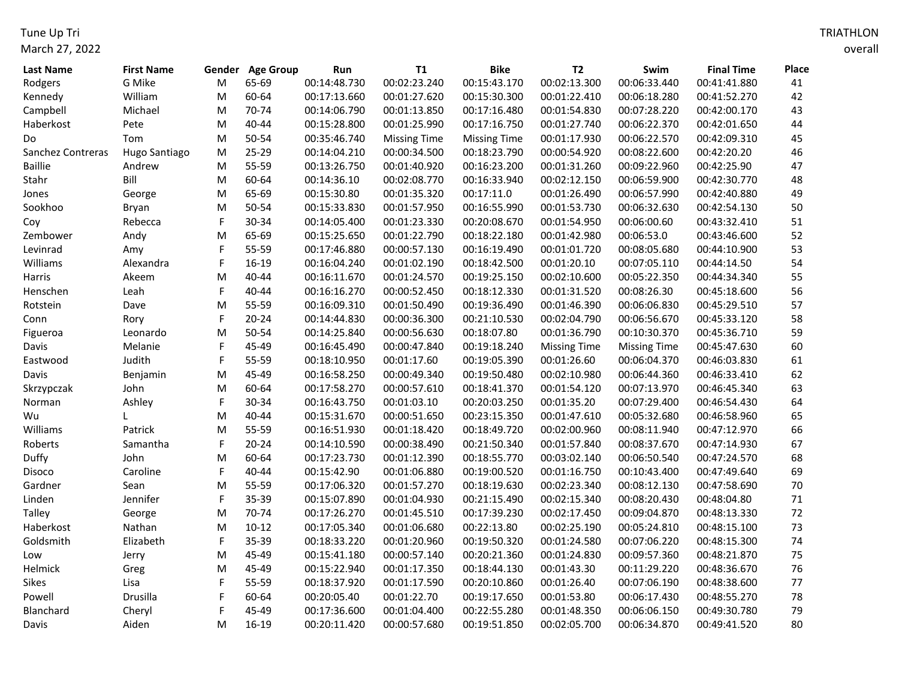Tune Up Tri
March 27, 2022

TRIATHLON
overall

| Last Name | First Name | Gender | Age Group | Run | T1 | Bike | T2 | Swim | Final Time | Place |
|---|---|---|---|---|---|---|---|---|---|---|
| Rodgers | G Mike | M | 65-69 | 00:14:48.730 | 00:02:23.240 | 00:15:43.170 | 00:02:13.300 | 00:06:33.440 | 00:41:41.880 | 41 |
| Kennedy | William | M | 60-64 | 00:17:13.660 | 00:01:27.620 | 00:15:30.300 | 00:01:22.410 | 00:06:18.280 | 00:41:52.270 | 42 |
| Campbell | Michael | M | 70-74 | 00:14:06.790 | 00:01:13.850 | 00:17:16.480 | 00:01:54.830 | 00:07:28.220 | 00:42:00.170 | 43 |
| Haberkost | Pete | M | 40-44 | 00:15:28.800 | 00:01:25.990 | 00:17:16.750 | 00:01:27.740 | 00:06:22.370 | 00:42:01.650 | 44 |
| Do | Tom | M | 50-54 | 00:35:46.740 | Missing Time | Missing Time | 00:01:17.930 | 00:06:22.570 | 00:42:09.310 | 45 |
| Sanchez Contreras | Hugo Santiago | M | 25-29 | 00:14:04.210 | 00:00:34.500 | 00:18:23.790 | 00:00:54.920 | 00:08:22.600 | 00:42:20.20 | 46 |
| Baillie | Andrew | M | 55-59 | 00:13:26.750 | 00:01:40.920 | 00:16:23.200 | 00:01:31.260 | 00:09:22.960 | 00:42:25.90 | 47 |
| Stahr | Bill | M | 60-64 | 00:14:36.10 | 00:02:08.770 | 00:16:33.940 | 00:02:12.150 | 00:06:59.900 | 00:42:30.770 | 48 |
| Jones | George | M | 65-69 | 00:15:30.80 | 00:01:35.320 | 00:17:11.0 | 00:01:26.490 | 00:06:57.990 | 00:42:40.880 | 49 |
| Sookhoo | Bryan | M | 50-54 | 00:15:33.830 | 00:01:57.950 | 00:16:55.990 | 00:01:53.730 | 00:06:32.630 | 00:42:54.130 | 50 |
| Coy | Rebecca | F | 30-34 | 00:14:05.400 | 00:01:23.330 | 00:20:08.670 | 00:01:54.950 | 00:06:00.60 | 00:43:32.410 | 51 |
| Zembower | Andy | M | 65-69 | 00:15:25.650 | 00:01:22.790 | 00:18:22.180 | 00:01:42.980 | 00:06:53.0 | 00:43:46.600 | 52 |
| Levinrad | Amy | F | 55-59 | 00:17:46.880 | 00:00:57.130 | 00:16:19.490 | 00:01:01.720 | 00:08:05.680 | 00:44:10.900 | 53 |
| Williams | Alexandra | F | 16-19 | 00:16:04.240 | 00:01:02.190 | 00:18:42.500 | 00:01:20.10 | 00:07:05.110 | 00:44:14.50 | 54 |
| Harris | Akeem | M | 40-44 | 00:16:11.670 | 00:01:24.570 | 00:19:25.150 | 00:02:10.600 | 00:05:22.350 | 00:44:34.340 | 55 |
| Henschen | Leah | F | 40-44 | 00:16:16.270 | 00:00:52.450 | 00:18:12.330 | 00:01:31.520 | 00:08:26.30 | 00:45:18.600 | 56 |
| Rotstein | Dave | M | 55-59 | 00:16:09.310 | 00:01:50.490 | 00:19:36.490 | 00:01:46.390 | 00:06:06.830 | 00:45:29.510 | 57 |
| Conn | Rory | F | 20-24 | 00:14:44.830 | 00:00:36.300 | 00:21:10.530 | 00:02:04.790 | 00:06:56.670 | 00:45:33.120 | 58 |
| Figueroa | Leonardo | M | 50-54 | 00:14:25.840 | 00:00:56.630 | 00:18:07.80 | 00:01:36.790 | 00:10:30.370 | 00:45:36.710 | 59 |
| Davis | Melanie | F | 45-49 | 00:16:45.490 | 00:00:47.840 | 00:19:18.240 | Missing Time | Missing Time | 00:45:47.630 | 60 |
| Eastwood | Judith | F | 55-59 | 00:18:10.950 | 00:01:17.60 | 00:19:05.390 | 00:01:26.60 | 00:06:04.370 | 00:46:03.830 | 61 |
| Davis | Benjamin | M | 45-49 | 00:16:58.250 | 00:00:49.340 | 00:19:50.480 | 00:02:10.980 | 00:06:44.360 | 00:46:33.410 | 62 |
| Skrzypczak | John | M | 60-64 | 00:17:58.270 | 00:00:57.610 | 00:18:41.370 | 00:01:54.120 | 00:07:13.970 | 00:46:45.340 | 63 |
| Norman | Ashley | F | 30-34 | 00:16:43.750 | 00:01:03.10 | 00:20:03.250 | 00:01:35.20 | 00:07:29.400 | 00:46:54.430 | 64 |
| Wu | L | M | 40-44 | 00:15:31.670 | 00:00:51.650 | 00:23:15.350 | 00:01:47.610 | 00:05:32.680 | 00:46:58.960 | 65 |
| Williams | Patrick | M | 55-59 | 00:16:51.930 | 00:01:18.420 | 00:18:49.720 | 00:02:00.960 | 00:08:11.940 | 00:47:12.970 | 66 |
| Roberts | Samantha | F | 20-24 | 00:14:10.590 | 00:00:38.490 | 00:21:50.340 | 00:01:57.840 | 00:08:37.670 | 00:47:14.930 | 67 |
| Duffy | John | M | 60-64 | 00:17:23.730 | 00:01:12.390 | 00:18:55.770 | 00:03:02.140 | 00:06:50.540 | 00:47:24.570 | 68 |
| Disoco | Caroline | F | 40-44 | 00:15:42.90 | 00:01:06.880 | 00:19:00.520 | 00:01:16.750 | 00:10:43.400 | 00:47:49.640 | 69 |
| Gardner | Sean | M | 55-59 | 00:17:06.320 | 00:01:57.270 | 00:18:19.630 | 00:02:23.340 | 00:08:12.130 | 00:47:58.690 | 70 |
| Linden | Jennifer | F | 35-39 | 00:15:07.890 | 00:01:04.930 | 00:21:15.490 | 00:02:15.340 | 00:08:20.430 | 00:48:04.80 | 71 |
| Talley | George | M | 70-74 | 00:17:26.270 | 00:01:45.510 | 00:17:39.230 | 00:02:17.450 | 00:09:04.870 | 00:48:13.330 | 72 |
| Haberkost | Nathan | M | 10-12 | 00:17:05.340 | 00:01:06.680 | 00:22:13.80 | 00:02:25.190 | 00:05:24.810 | 00:48:15.100 | 73 |
| Goldsmith | Elizabeth | F | 35-39 | 00:18:33.220 | 00:01:20.960 | 00:19:50.320 | 00:01:24.580 | 00:07:06.220 | 00:48:15.300 | 74 |
| Low | Jerry | M | 45-49 | 00:15:41.180 | 00:00:57.140 | 00:20:21.360 | 00:01:24.830 | 00:09:57.360 | 00:48:21.870 | 75 |
| Helmick | Greg | M | 45-49 | 00:15:22.940 | 00:01:17.350 | 00:18:44.130 | 00:01:43.30 | 00:11:29.220 | 00:48:36.670 | 76 |
| Sikes | Lisa | F | 55-59 | 00:18:37.920 | 00:01:17.590 | 00:20:10.860 | 00:01:26.40 | 00:07:06.190 | 00:48:38.600 | 77 |
| Powell | Drusilla | F | 60-64 | 00:20:05.40 | 00:01:22.70 | 00:19:17.650 | 00:01:53.80 | 00:06:17.430 | 00:48:55.270 | 78 |
| Blanchard | Cheryl | F | 45-49 | 00:17:36.600 | 00:01:04.400 | 00:22:55.280 | 00:01:48.350 | 00:06:06.150 | 00:49:30.780 | 79 |
| Davis | Aiden | M | 16-19 | 00:20:11.420 | 00:00:57.680 | 00:19:51.850 | 00:02:05.700 | 00:06:34.870 | 00:49:41.520 | 80 |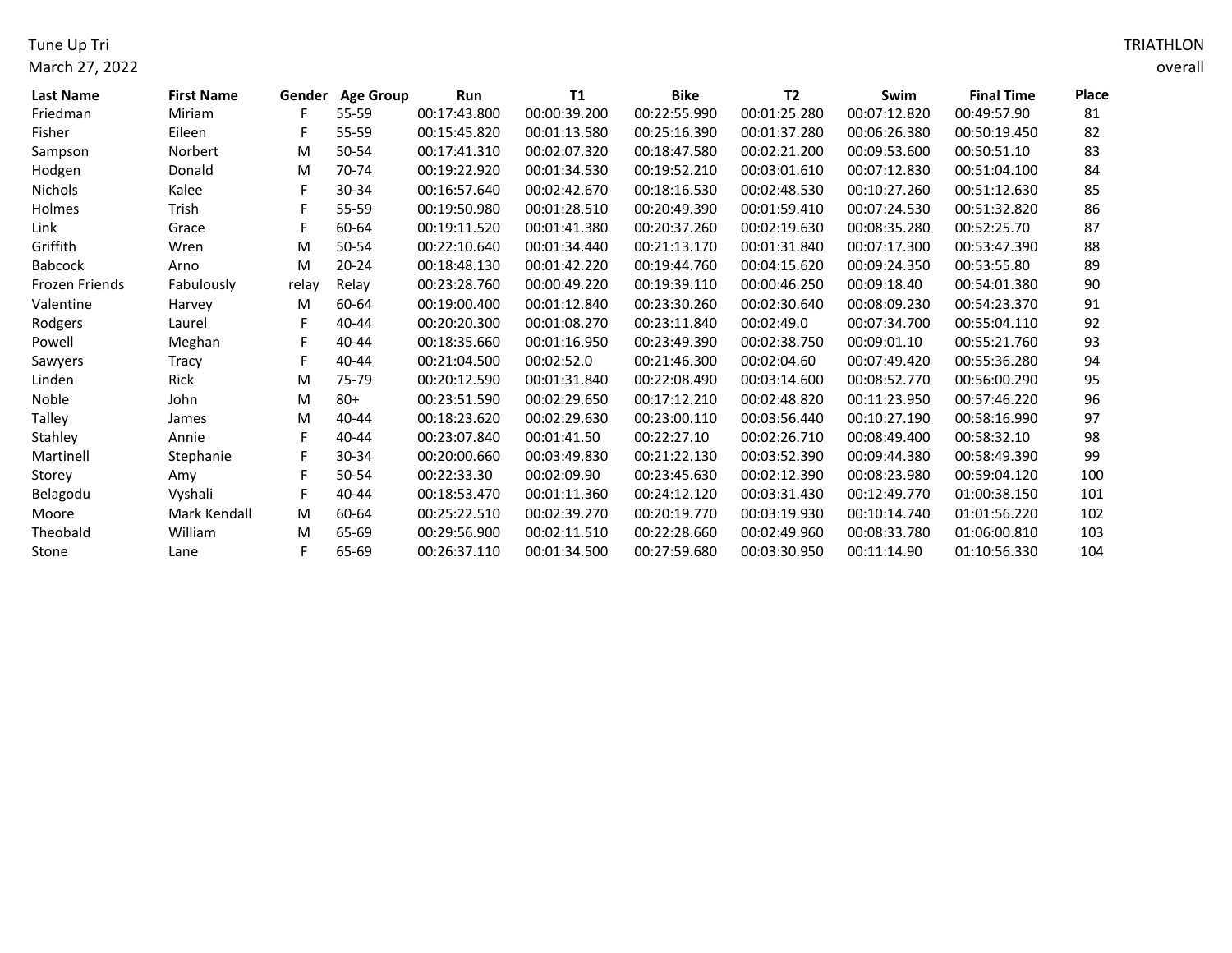Tune Up Tri
March 27, 2022

TRIATHLON
overall

| Last Name | First Name | Gender | Age Group | Run | T1 | Bike | T2 | Swim | Final Time | Place |
|---|---|---|---|---|---|---|---|---|---|---|
| Friedman | Miriam | F | 55-59 | 00:17:43.800 | 00:00:39.200 | 00:22:55.990 | 00:01:25.280 | 00:07:12.820 | 00:49:57.90 | 81 |
| Fisher | Eileen | F | 55-59 | 00:15:45.820 | 00:01:13.580 | 00:25:16.390 | 00:01:37.280 | 00:06:26.380 | 00:50:19.450 | 82 |
| Sampson | Norbert | M | 50-54 | 00:17:41.310 | 00:02:07.320 | 00:18:47.580 | 00:02:21.200 | 00:09:53.600 | 00:50:51.10 | 83 |
| Hodgen | Donald | M | 70-74 | 00:19:22.920 | 00:01:34.530 | 00:19:52.210 | 00:03:01.610 | 00:07:12.830 | 00:51:04.100 | 84 |
| Nichols | Kalee | F | 30-34 | 00:16:57.640 | 00:02:42.670 | 00:18:16.530 | 00:02:48.530 | 00:10:27.260 | 00:51:12.630 | 85 |
| Holmes | Trish | F | 55-59 | 00:19:50.980 | 00:01:28.510 | 00:20:49.390 | 00:01:59.410 | 00:07:24.530 | 00:51:32.820 | 86 |
| Link | Grace | F | 60-64 | 00:19:11.520 | 00:01:41.380 | 00:20:37.260 | 00:02:19.630 | 00:08:35.280 | 00:52:25.70 | 87 |
| Griffith | Wren | M | 50-54 | 00:22:10.640 | 00:01:34.440 | 00:21:13.170 | 00:01:31.840 | 00:07:17.300 | 00:53:47.390 | 88 |
| Babcock | Arno | M | 20-24 | 00:18:48.130 | 00:01:42.220 | 00:19:44.760 | 00:04:15.620 | 00:09:24.350 | 00:53:55.80 | 89 |
| Frozen Friends | Fabulously | relay | Relay | 00:23:28.760 | 00:00:49.220 | 00:19:39.110 | 00:00:46.250 | 00:09:18.40 | 00:54:01.380 | 90 |
| Valentine | Harvey | M | 60-64 | 00:19:00.400 | 00:01:12.840 | 00:23:30.260 | 00:02:30.640 | 00:08:09.230 | 00:54:23.370 | 91 |
| Rodgers | Laurel | F | 40-44 | 00:20:20.300 | 00:01:08.270 | 00:23:11.840 | 00:02:49.0 | 00:07:34.700 | 00:55:04.110 | 92 |
| Powell | Meghan | F | 40-44 | 00:18:35.660 | 00:01:16.950 | 00:23:49.390 | 00:02:38.750 | 00:09:01.10 | 00:55:21.760 | 93 |
| Sawyers | Tracy | F | 40-44 | 00:21:04.500 | 00:02:52.0 | 00:21:46.300 | 00:02:04.60 | 00:07:49.420 | 00:55:36.280 | 94 |
| Linden | Rick | M | 75-79 | 00:20:12.590 | 00:01:31.840 | 00:22:08.490 | 00:03:14.600 | 00:08:52.770 | 00:56:00.290 | 95 |
| Noble | John | M | 80+ | 00:23:51.590 | 00:02:29.650 | 00:17:12.210 | 00:02:48.820 | 00:11:23.950 | 00:57:46.220 | 96 |
| Talley | James | M | 40-44 | 00:18:23.620 | 00:02:29.630 | 00:23:00.110 | 00:03:56.440 | 00:10:27.190 | 00:58:16.990 | 97 |
| Stahley | Annie | F | 40-44 | 00:23:07.840 | 00:01:41.50 | 00:22:27.10 | 00:02:26.710 | 00:08:49.400 | 00:58:32.10 | 98 |
| Martinell | Stephanie | F | 30-34 | 00:20:00.660 | 00:03:49.830 | 00:21:22.130 | 00:03:52.390 | 00:09:44.380 | 00:58:49.390 | 99 |
| Storey | Amy | F | 50-54 | 00:22:33.30 | 00:02:09.90 | 00:23:45.630 | 00:02:12.390 | 00:08:23.980 | 00:59:04.120 | 100 |
| Belagodu | Vyshali | F | 40-44 | 00:18:53.470 | 00:01:11.360 | 00:24:12.120 | 00:03:31.430 | 00:12:49.770 | 01:00:38.150 | 101 |
| Moore | Mark Kendall | M | 60-64 | 00:25:22.510 | 00:02:39.270 | 00:20:19.770 | 00:03:19.930 | 00:10:14.740 | 01:01:56.220 | 102 |
| Theobald | William | M | 65-69 | 00:29:56.900 | 00:02:11.510 | 00:22:28.660 | 00:02:49.960 | 00:08:33.780 | 01:06:00.810 | 103 |
| Stone | Lane | F | 65-69 | 00:26:37.110 | 00:01:34.500 | 00:27:59.680 | 00:03:30.950 | 00:11:14.90 | 01:10:56.330 | 104 |